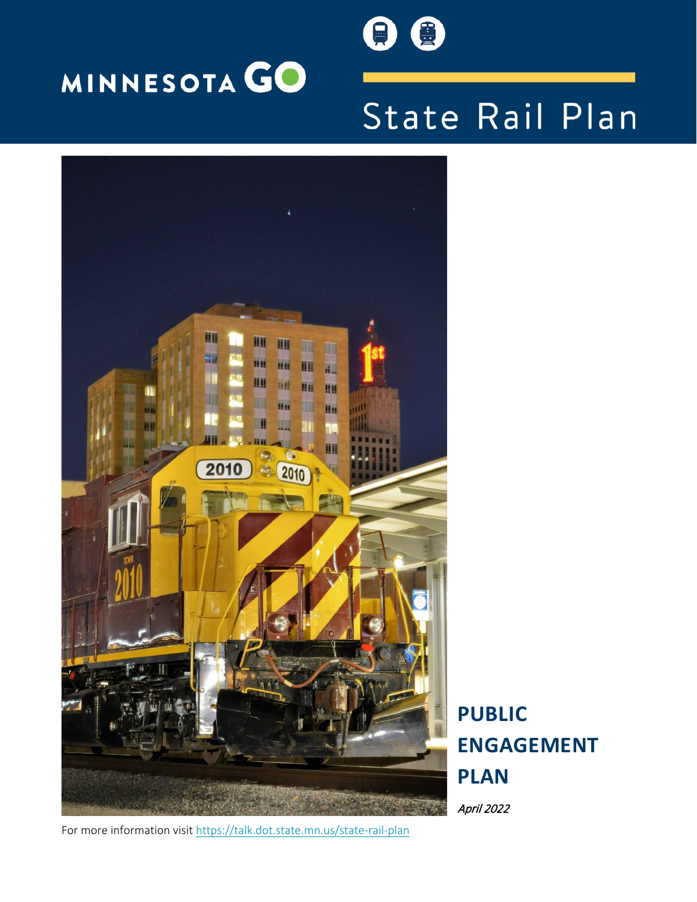MINNESOTA GO

# State Rail Plan

# PUBLIC ENGAGEMENT PLAN

*April 2022*

For more information visit https://talk.dot.state.mn.us/state-rail-plan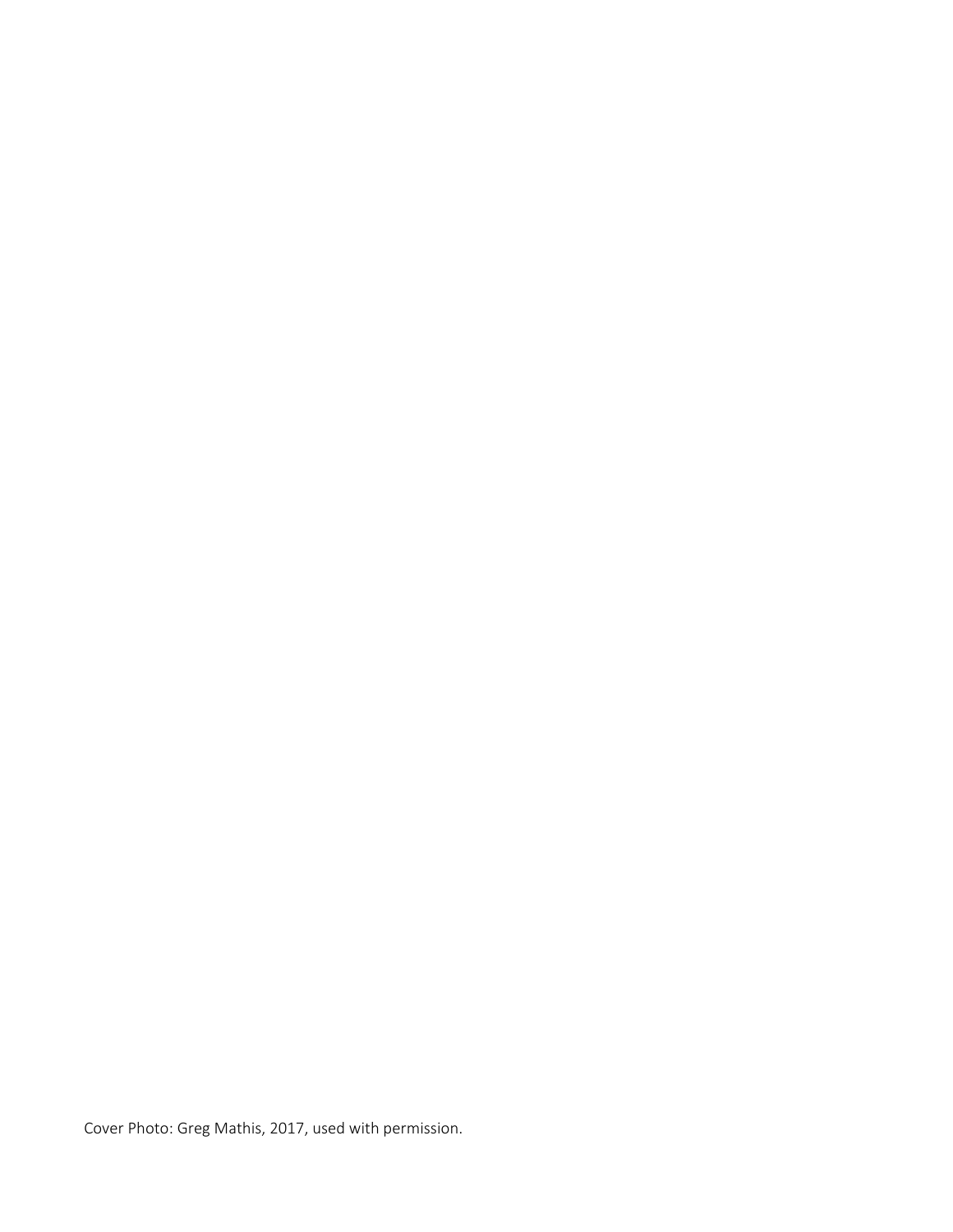Cover Photo: Greg Mathis, 2017, used with permission.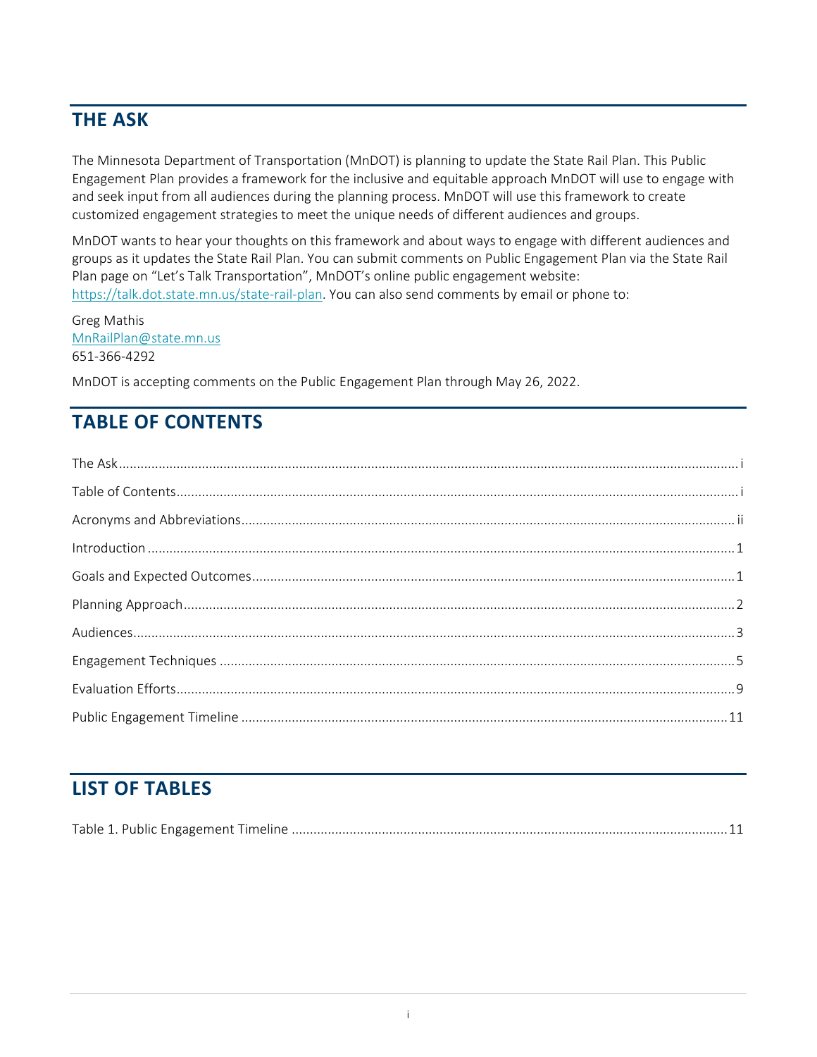## THE ASK

The Minnesota Department of Transportation (MnDOT) is planning to update the State Rail Plan. This Public Engagement Plan provides a framework for the inclusive and equitable approach MnDOT will use to engage with and seek input from all audiences during the planning process. MnDOT will use this framework to create customized engagement strategies to meet the unique needs of different audiences and groups.

MnDOT wants to hear your thoughts on this framework and about ways to engage with different audiences and groups as it updates the State Rail Plan. You can submit comments on Public Engagement Plan via the State Rail Plan page on "Let's Talk Transportation", MnDOT's online public engagement website: https://talk.dot.state.mn.us/state-rail-plan. You can also send comments by email or phone to:

Greg Mathis
MnRailPlan@state.mn.us
651-366-4292

MnDOT is accepting comments on the Public Engagement Plan through May 26, 2022.

## TABLE OF CONTENTS

The Ask.......... i
Table of Contents.......... i
Acronyms and Abbreviations.......... ii
Introduction.......... 1
Goals and Expected Outcomes.......... 1
Planning Approach.......... 2
Audiences.......... 3
Engagement Techniques.......... 5
Evaluation Efforts.......... 9
Public Engagement Timeline.......... 11

## LIST OF TABLES

Table 1. Public Engagement Timeline.......... 11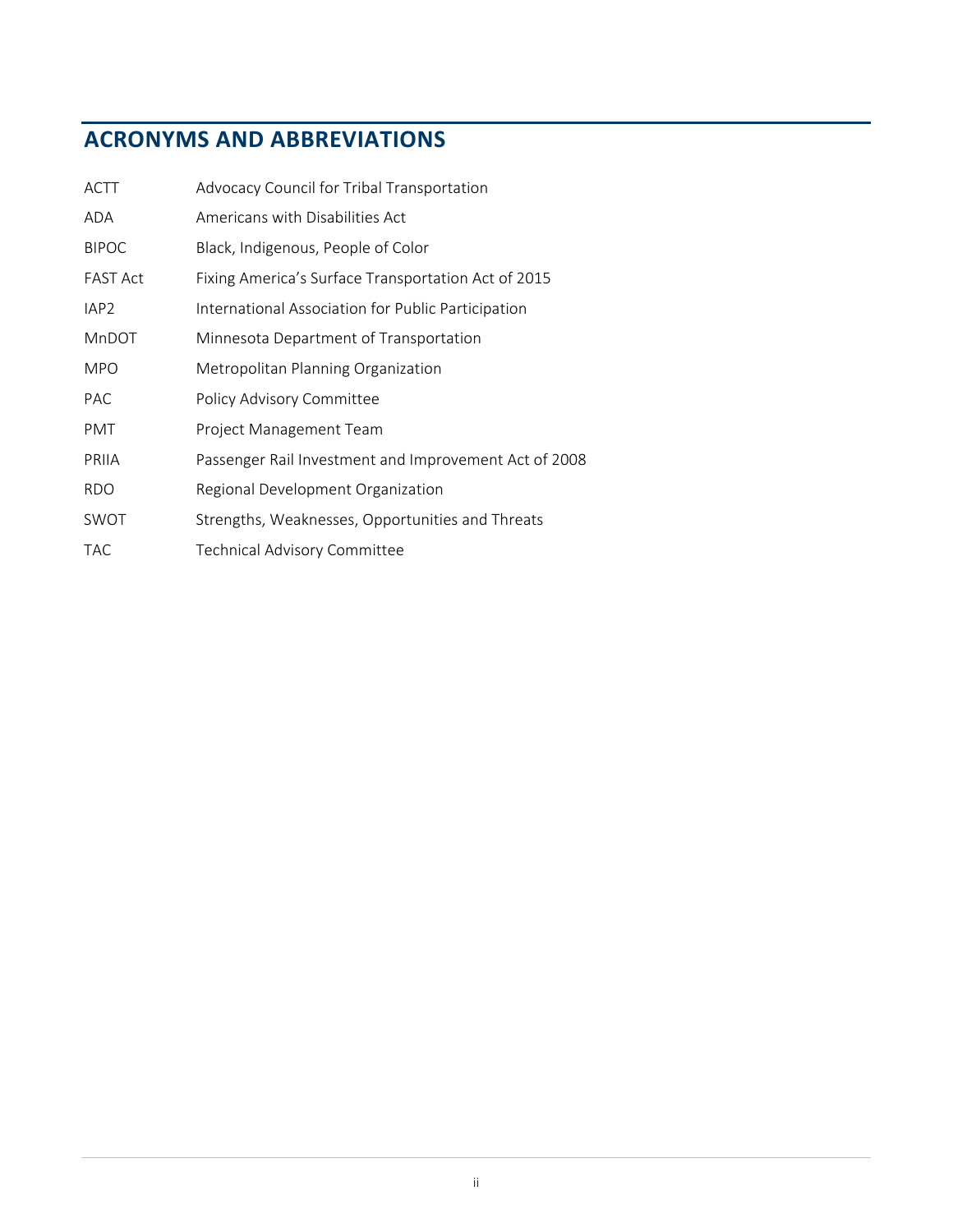## ACRONYMS AND ABBREVIATIONS

| | |
|---|---|
| ACTT | Advocacy Council for Tribal Transportation |
| ADA | Americans with Disabilities Act |
| BIPOC | Black, Indigenous, People of Color |
| FAST Act | Fixing America's Surface Transportation Act of 2015 |
| IAP2 | International Association for Public Participation |
| MnDOT | Minnesota Department of Transportation |
| MPO | Metropolitan Planning Organization |
| PAC | Policy Advisory Committee |
| PMT | Project Management Team |
| PRIIA | Passenger Rail Investment and Improvement Act of 2008 |
| RDO | Regional Development Organization |
| SWOT | Strengths, Weaknesses, Opportunities and Threats |
| TAC | Technical Advisory Committee |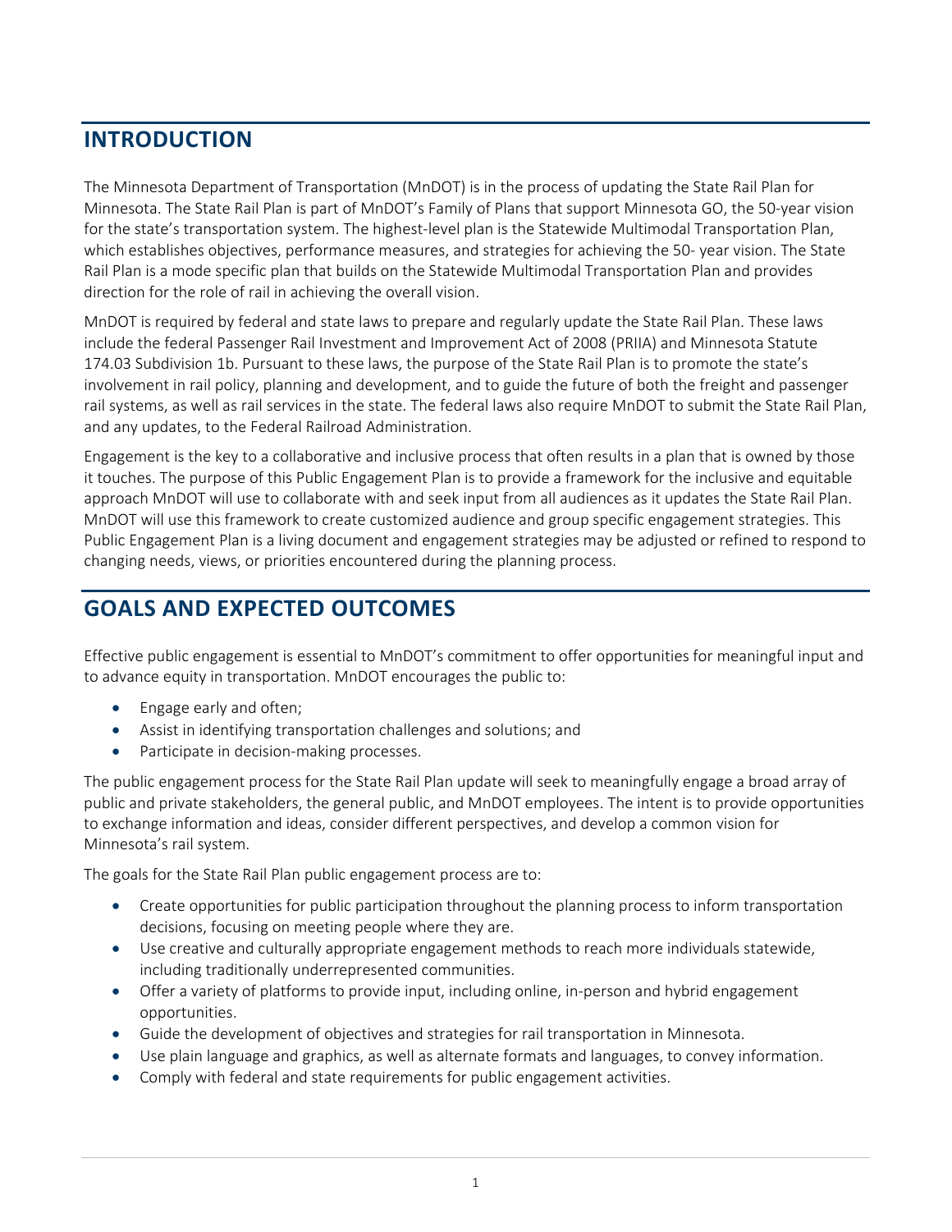## INTRODUCTION

The Minnesota Department of Transportation (MnDOT) is in the process of updating the State Rail Plan for Minnesota. The State Rail Plan is part of MnDOT's Family of Plans that support Minnesota GO, the 50-year vision for the state's transportation system. The highest-level plan is the Statewide Multimodal Transportation Plan, which establishes objectives, performance measures, and strategies for achieving the 50- year vision. The State Rail Plan is a mode specific plan that builds on the Statewide Multimodal Transportation Plan and provides direction for the role of rail in achieving the overall vision.

MnDOT is required by federal and state laws to prepare and regularly update the State Rail Plan. These laws include the federal Passenger Rail Investment and Improvement Act of 2008 (PRIIA) and Minnesota Statute 174.03 Subdivision 1b. Pursuant to these laws, the purpose of the State Rail Plan is to promote the state's involvement in rail policy, planning and development, and to guide the future of both the freight and passenger rail systems, as well as rail services in the state. The federal laws also require MnDOT to submit the State Rail Plan, and any updates, to the Federal Railroad Administration.

Engagement is the key to a collaborative and inclusive process that often results in a plan that is owned by those it touches. The purpose of this Public Engagement Plan is to provide a framework for the inclusive and equitable approach MnDOT will use to collaborate with and seek input from all audiences as it updates the State Rail Plan. MnDOT will use this framework to create customized audience and group specific engagement strategies. This Public Engagement Plan is a living document and engagement strategies may be adjusted or refined to respond to changing needs, views, or priorities encountered during the planning process.

## GOALS AND EXPECTED OUTCOMES

Effective public engagement is essential to MnDOT's commitment to offer opportunities for meaningful input and to advance equity in transportation. MnDOT encourages the public to:

- Engage early and often;
- Assist in identifying transportation challenges and solutions; and
- Participate in decision-making processes.

The public engagement process for the State Rail Plan update will seek to meaningfully engage a broad array of public and private stakeholders, the general public, and MnDOT employees. The intent is to provide opportunities to exchange information and ideas, consider different perspectives, and develop a common vision for Minnesota's rail system.

The goals for the State Rail Plan public engagement process are to:

- Create opportunities for public participation throughout the planning process to inform transportation decisions, focusing on meeting people where they are.
- Use creative and culturally appropriate engagement methods to reach more individuals statewide, including traditionally underrepresented communities.
- Offer a variety of platforms to provide input, including online, in-person and hybrid engagement opportunities.
- Guide the development of objectives and strategies for rail transportation in Minnesota.
- Use plain language and graphics, as well as alternate formats and languages, to convey information.
- Comply with federal and state requirements for public engagement activities.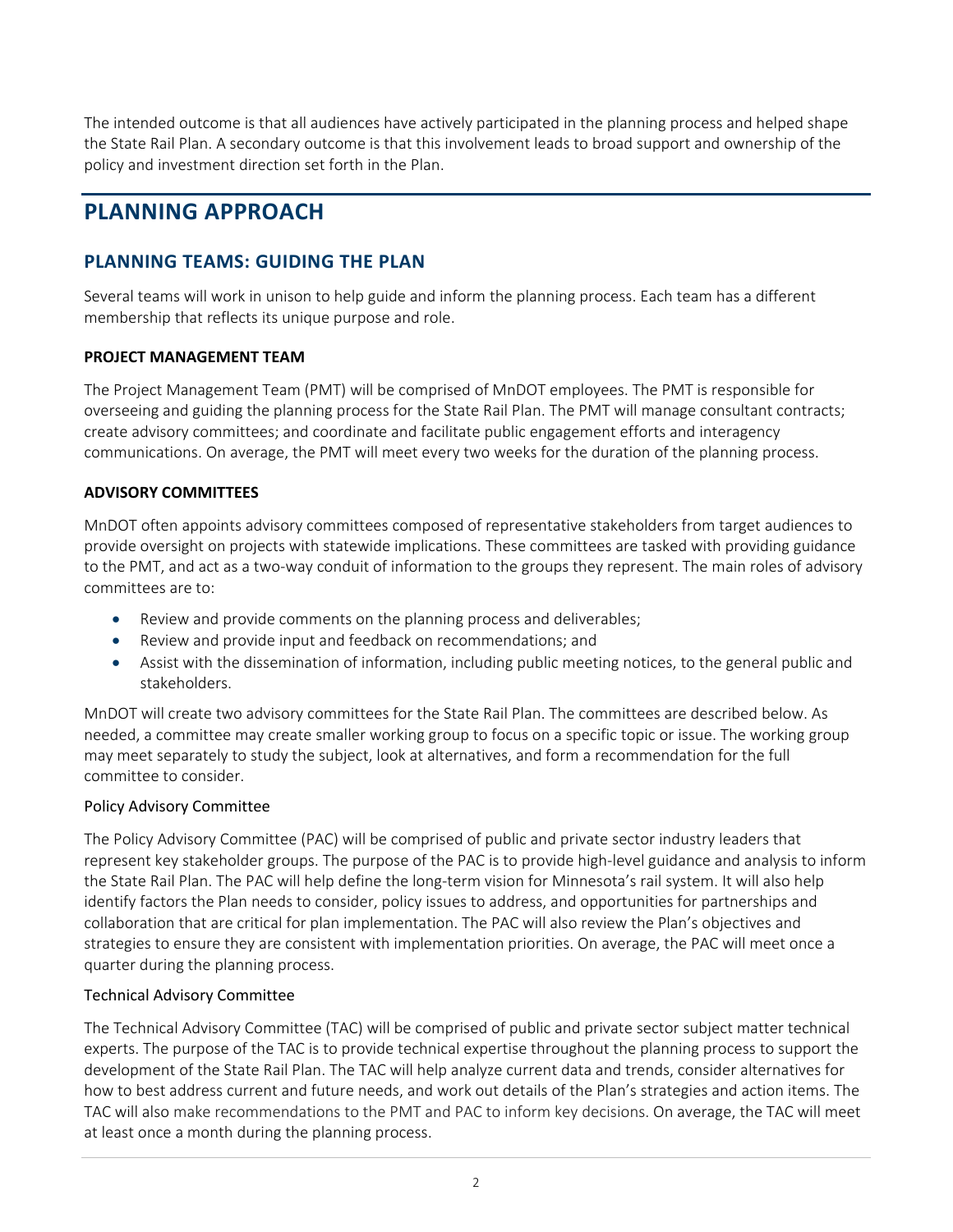The intended outcome is that all audiences have actively participated in the planning process and helped shape the State Rail Plan. A secondary outcome is that this involvement leads to broad support and ownership of the policy and investment direction set forth in the Plan.

# PLANNING APPROACH

## PLANNING TEAMS: GUIDING THE PLAN

Several teams will work in unison to help guide and inform the planning process. Each team has a different membership that reflects its unique purpose and role.

### PROJECT MANAGEMENT TEAM

The Project Management Team (PMT) will be comprised of MnDOT employees. The PMT is responsible for overseeing and guiding the planning process for the State Rail Plan. The PMT will manage consultant contracts; create advisory committees; and coordinate and facilitate public engagement efforts and interagency communications. On average, the PMT will meet every two weeks for the duration of the planning process.

### ADVISORY COMMITTEES

MnDOT often appoints advisory committees composed of representative stakeholders from target audiences to provide oversight on projects with statewide implications. These committees are tasked with providing guidance to the PMT, and act as a two-way conduit of information to the groups they represent. The main roles of advisory committees are to:

- Review and provide comments on the planning process and deliverables;
- Review and provide input and feedback on recommendations; and
- Assist with the dissemination of information, including public meeting notices, to the general public and stakeholders.

MnDOT will create two advisory committees for the State Rail Plan. The committees are described below. As needed, a committee may create smaller working group to focus on a specific topic or issue. The working group may meet separately to study the subject, look at alternatives, and form a recommendation for the full committee to consider.

#### Policy Advisory Committee

The Policy Advisory Committee (PAC) will be comprised of public and private sector industry leaders that represent key stakeholder groups. The purpose of the PAC is to provide high-level guidance and analysis to inform the State Rail Plan. The PAC will help define the long-term vision for Minnesota's rail system. It will also help identify factors the Plan needs to consider, policy issues to address, and opportunities for partnerships and collaboration that are critical for plan implementation. The PAC will also review the Plan's objectives and strategies to ensure they are consistent with implementation priorities. On average, the PAC will meet once a quarter during the planning process.

#### Technical Advisory Committee

The Technical Advisory Committee (TAC) will be comprised of public and private sector subject matter technical experts. The purpose of the TAC is to provide technical expertise throughout the planning process to support the development of the State Rail Plan. The TAC will help analyze current data and trends, consider alternatives for how to best address current and future needs, and work out details of the Plan's strategies and action items. The TAC will also make recommendations to the PMT and PAC to inform key decisions. On average, the TAC will meet at least once a month during the planning process.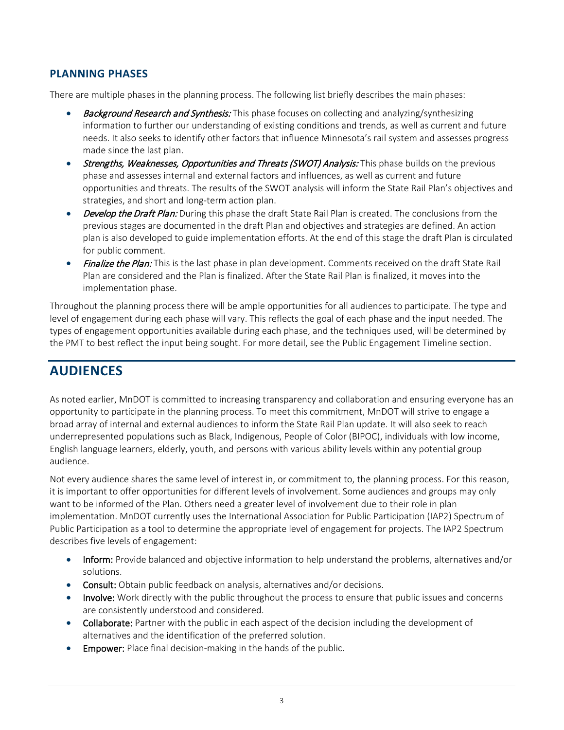### PLANNING PHASES

There are multiple phases in the planning process. The following list briefly describes the main phases:

- *Background Research and Synthesis:* This phase focuses on collecting and analyzing/synthesizing information to further our understanding of existing conditions and trends, as well as current and future needs. It also seeks to identify other factors that influence Minnesota's rail system and assesses progress made since the last plan.
- *Strengths, Weaknesses, Opportunities and Threats (SWOT) Analysis:* This phase builds on the previous phase and assesses internal and external factors and influences, as well as current and future opportunities and threats. The results of the SWOT analysis will inform the State Rail Plan's objectives and strategies, and short and long-term action plan.
- *Develop the Draft Plan:* During this phase the draft State Rail Plan is created. The conclusions from the previous stages are documented in the draft Plan and objectives and strategies are defined. An action plan is also developed to guide implementation efforts. At the end of this stage the draft Plan is circulated for public comment.
- *Finalize the Plan:* This is the last phase in plan development. Comments received on the draft State Rail Plan are considered and the Plan is finalized. After the State Rail Plan is finalized, it moves into the implementation phase.

Throughout the planning process there will be ample opportunities for all audiences to participate. The type and level of engagement during each phase will vary. This reflects the goal of each phase and the input needed. The types of engagement opportunities available during each phase, and the techniques used, will be determined by the PMT to best reflect the input being sought. For more detail, see the Public Engagement Timeline section.

## AUDIENCES

As noted earlier, MnDOT is committed to increasing transparency and collaboration and ensuring everyone has an opportunity to participate in the planning process. To meet this commitment, MnDOT will strive to engage a broad array of internal and external audiences to inform the State Rail Plan update. It will also seek to reach underrepresented populations such as Black, Indigenous, People of Color (BIPOC), individuals with low income, English language learners, elderly, youth, and persons with various ability levels within any potential group audience.

Not every audience shares the same level of interest in, or commitment to, the planning process. For this reason, it is important to offer opportunities for different levels of involvement. Some audiences and groups may only want to be informed of the Plan. Others need a greater level of involvement due to their role in plan implementation. MnDOT currently uses the International Association for Public Participation (IAP2) Spectrum of Public Participation as a tool to determine the appropriate level of engagement for projects. The IAP2 Spectrum describes five levels of engagement:

- **Inform:** Provide balanced and objective information to help understand the problems, alternatives and/or solutions.
- **Consult:** Obtain public feedback on analysis, alternatives and/or decisions.
- **Involve:** Work directly with the public throughout the process to ensure that public issues and concerns are consistently understood and considered.
- **Collaborate:** Partner with the public in each aspect of the decision including the development of alternatives and the identification of the preferred solution.
- **Empower:** Place final decision-making in the hands of the public.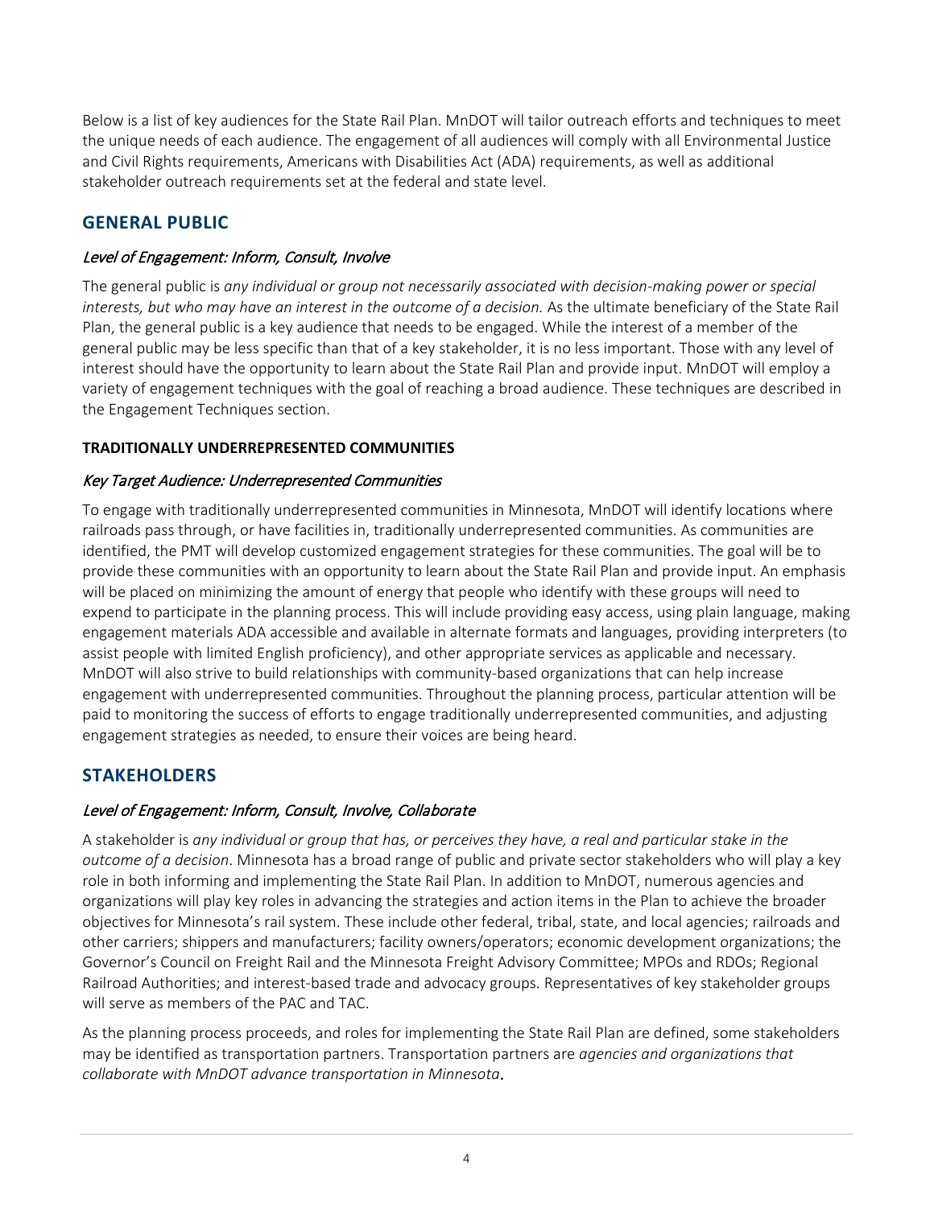Below is a list of key audiences for the State Rail Plan. MnDOT will tailor outreach efforts and techniques to meet the unique needs of each audience. The engagement of all audiences will comply with all Environmental Justice and Civil Rights requirements, Americans with Disabilities Act (ADA) requirements, as well as additional stakeholder outreach requirements set at the federal and state level.

## GENERAL PUBLIC

*Level of Engagement: Inform, Consult, Involve*

The general public is *any individual or group not necessarily associated with decision-making power or special interests, but who may have an interest in the outcome of a decision.* As the ultimate beneficiary of the State Rail Plan, the general public is a key audience that needs to be engaged. While the interest of a member of the general public may be less specific than that of a key stakeholder, it is no less important. Those with any level of interest should have the opportunity to learn about the State Rail Plan and provide input. MnDOT will employ a variety of engagement techniques with the goal of reaching a broad audience. These techniques are described in the Engagement Techniques section.

### TRADITIONALLY UNDERREPRESENTED COMMUNITIES

*Key Target Audience: Underrepresented Communities*

To engage with traditionally underrepresented communities in Minnesota, MnDOT will identify locations where railroads pass through, or have facilities in, traditionally underrepresented communities. As communities are identified, the PMT will develop customized engagement strategies for these communities. The goal will be to provide these communities with an opportunity to learn about the State Rail Plan and provide input. An emphasis will be placed on minimizing the amount of energy that people who identify with these groups will need to expend to participate in the planning process. This will include providing easy access, using plain language, making engagement materials ADA accessible and available in alternate formats and languages, providing interpreters (to assist people with limited English proficiency), and other appropriate services as applicable and necessary. MnDOT will also strive to build relationships with community-based organizations that can help increase engagement with underrepresented communities. Throughout the planning process, particular attention will be paid to monitoring the success of efforts to engage traditionally underrepresented communities, and adjusting engagement strategies as needed, to ensure their voices are being heard.

## STAKEHOLDERS

*Level of Engagement: Inform, Consult, Involve, Collaborate*

A stakeholder is *any individual or group that has, or perceives they have, a real and particular stake in the outcome of a decision*. Minnesota has a broad range of public and private sector stakeholders who will play a key role in both informing and implementing the State Rail Plan. In addition to MnDOT, numerous agencies and organizations will play key roles in advancing the strategies and action items in the Plan to achieve the broader objectives for Minnesota's rail system. These include other federal, tribal, state, and local agencies; railroads and other carriers; shippers and manufacturers; facility owners/operators; economic development organizations; the Governor's Council on Freight Rail and the Minnesota Freight Advisory Committee; MPOs and RDOs; Regional Railroad Authorities; and interest-based trade and advocacy groups. Representatives of key stakeholder groups will serve as members of the PAC and TAC.

As the planning process proceeds, and roles for implementing the State Rail Plan are defined, some stakeholders may be identified as transportation partners. Transportation partners are *agencies and organizations that collaborate with MnDOT advance transportation in Minnesota*.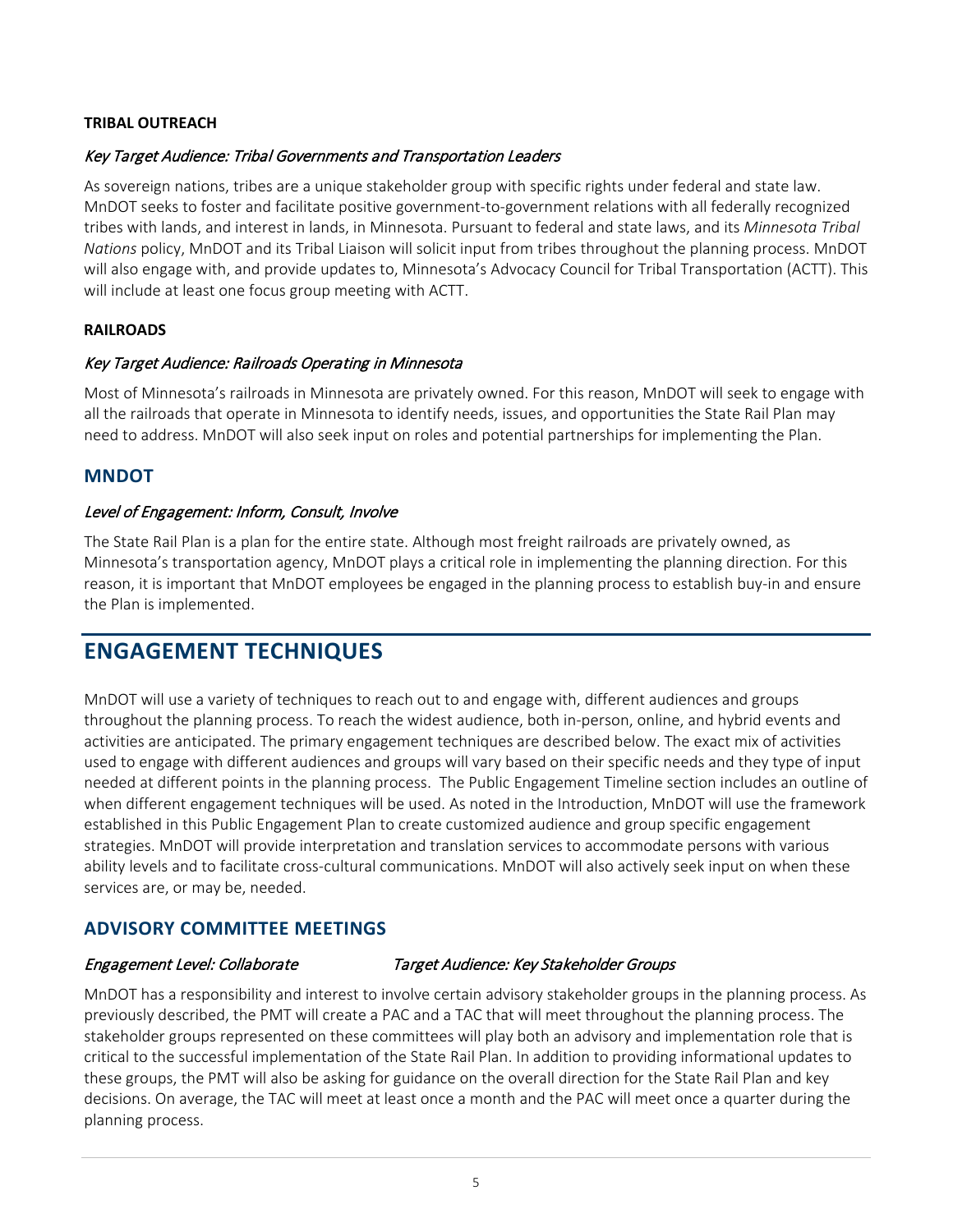**TRIBAL OUTREACH**

*Key Target Audience: Tribal Governments and Transportation Leaders*

As sovereign nations, tribes are a unique stakeholder group with specific rights under federal and state law. MnDOT seeks to foster and facilitate positive government-to-government relations with all federally recognized tribes with lands, and interest in lands, in Minnesota. Pursuant to federal and state laws, and its *Minnesota Tribal Nations* policy, MnDOT and its Tribal Liaison will solicit input from tribes throughout the planning process. MnDOT will also engage with, and provide updates to, Minnesota's Advocacy Council for Tribal Transportation (ACTT). This will include at least one focus group meeting with ACTT.

**RAILROADS**

*Key Target Audience: Railroads Operating in Minnesota*

Most of Minnesota's railroads in Minnesota are privately owned. For this reason, MnDOT will seek to engage with all the railroads that operate in Minnesota to identify needs, issues, and opportunities the State Rail Plan may need to address. MnDOT will also seek input on roles and potential partnerships for implementing the Plan.

### MNDOT

*Level of Engagement: Inform, Consult, Involve*

The State Rail Plan is a plan for the entire state. Although most freight railroads are privately owned, as Minnesota's transportation agency, MnDOT plays a critical role in implementing the planning direction. For this reason, it is important that MnDOT employees be engaged in the planning process to establish buy-in and ensure the Plan is implemented.

## ENGAGEMENT TECHNIQUES

MnDOT will use a variety of techniques to reach out to and engage with, different audiences and groups throughout the planning process. To reach the widest audience, both in-person, online, and hybrid events and activities are anticipated. The primary engagement techniques are described below. The exact mix of activities used to engage with different audiences and groups will vary based on their specific needs and they type of input needed at different points in the planning process. The Public Engagement Timeline section includes an outline of when different engagement techniques will be used. As noted in the Introduction, MnDOT will use the framework established in this Public Engagement Plan to create customized audience and group specific engagement strategies. MnDOT will provide interpretation and translation services to accommodate persons with various ability levels and to facilitate cross-cultural communications. MnDOT will also actively seek input on when these services are, or may be, needed.

### ADVISORY COMMITTEE MEETINGS

*Engagement Level: Collaborate* *Target Audience: Key Stakeholder Groups*

MnDOT has a responsibility and interest to involve certain advisory stakeholder groups in the planning process. As previously described, the PMT will create a PAC and a TAC that will meet throughout the planning process. The stakeholder groups represented on these committees will play both an advisory and implementation role that is critical to the successful implementation of the State Rail Plan. In addition to providing informational updates to these groups, the PMT will also be asking for guidance on the overall direction for the State Rail Plan and key decisions. On average, the TAC will meet at least once a month and the PAC will meet once a quarter during the planning process.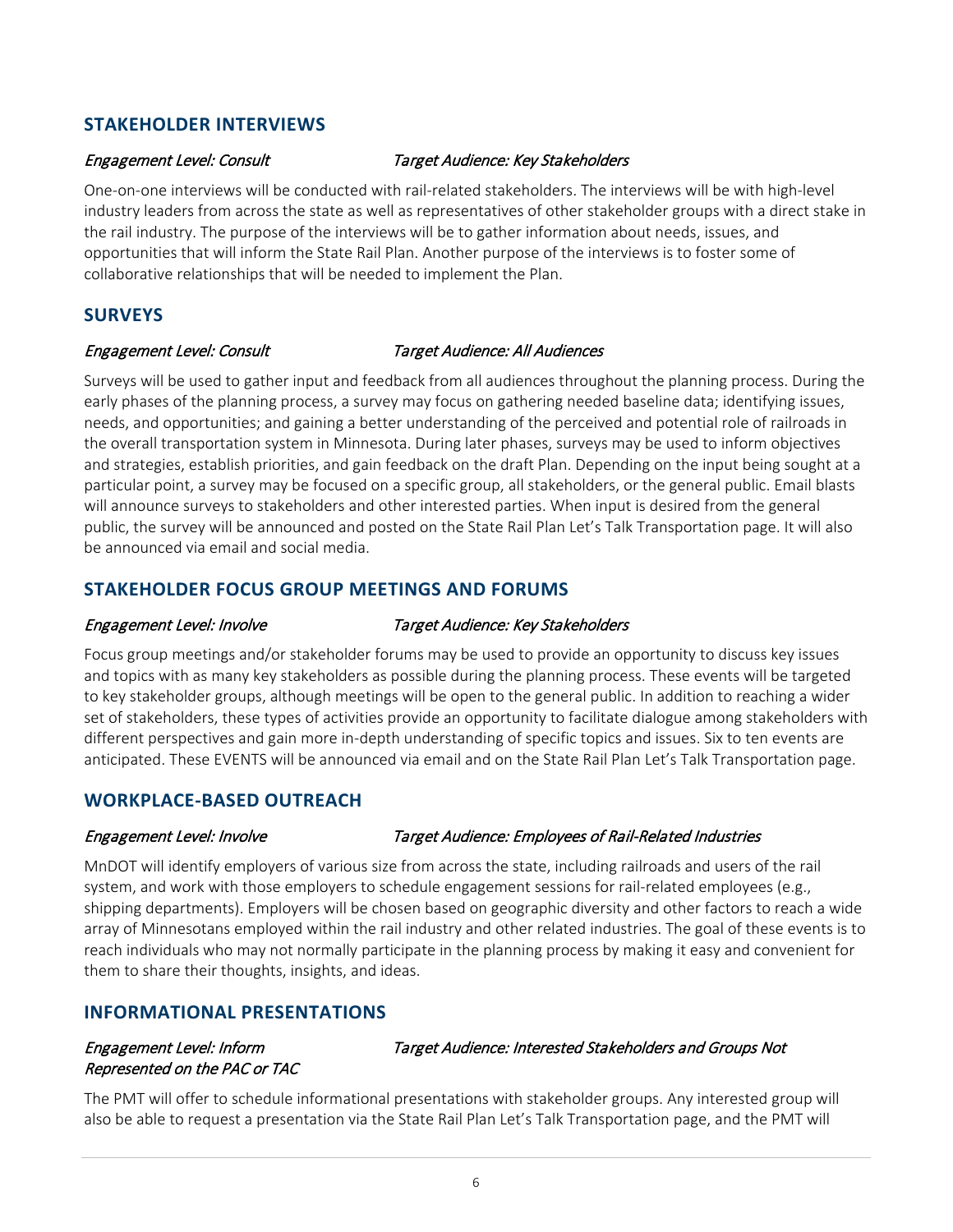## STAKEHOLDER INTERVIEWS

*Engagement Level: Consult* *Target Audience: Key Stakeholders*

One-on-one interviews will be conducted with rail-related stakeholders. The interviews will be with high-level industry leaders from across the state as well as representatives of other stakeholder groups with a direct stake in the rail industry. The purpose of the interviews will be to gather information about needs, issues, and opportunities that will inform the State Rail Plan. Another purpose of the interviews is to foster some of collaborative relationships that will be needed to implement the Plan.

## SURVEYS

*Engagement Level: Consult* *Target Audience: All Audiences*

Surveys will be used to gather input and feedback from all audiences throughout the planning process. During the early phases of the planning process, a survey may focus on gathering needed baseline data; identifying issues, needs, and opportunities; and gaining a better understanding of the perceived and potential role of railroads in the overall transportation system in Minnesota. During later phases, surveys may be used to inform objectives and strategies, establish priorities, and gain feedback on the draft Plan. Depending on the input being sought at a particular point, a survey may be focused on a specific group, all stakeholders, or the general public. Email blasts will announce surveys to stakeholders and other interested parties. When input is desired from the general public, the survey will be announced and posted on the State Rail Plan Let's Talk Transportation page. It will also be announced via email and social media.

## STAKEHOLDER FOCUS GROUP MEETINGS AND FORUMS

*Engagement Level: Involve* *Target Audience: Key Stakeholders*

Focus group meetings and/or stakeholder forums may be used to provide an opportunity to discuss key issues and topics with as many key stakeholders as possible during the planning process. These events will be targeted to key stakeholder groups, although meetings will be open to the general public. In addition to reaching a wider set of stakeholders, these types of activities provide an opportunity to facilitate dialogue among stakeholders with different perspectives and gain more in-depth understanding of specific topics and issues. Six to ten events are anticipated. These EVENTS will be announced via email and on the State Rail Plan Let's Talk Transportation page.

## WORKPLACE-BASED OUTREACH

*Engagement Level: Involve* *Target Audience: Employees of Rail-Related Industries*

MnDOT will identify employers of various size from across the state, including railroads and users of the rail system, and work with those employers to schedule engagement sessions for rail-related employees (e.g., shipping departments). Employers will be chosen based on geographic diversity and other factors to reach a wide array of Minnesotans employed within the rail industry and other related industries. The goal of these events is to reach individuals who may not normally participate in the planning process by making it easy and convenient for them to share their thoughts, insights, and ideas.

## INFORMATIONAL PRESENTATIONS

*Engagement Level: Inform* *Target Audience: Interested Stakeholders and Groups Not Represented on the PAC or TAC*

The PMT will offer to schedule informational presentations with stakeholder groups. Any interested group will also be able to request a presentation via the State Rail Plan Let's Talk Transportation page, and the PMT will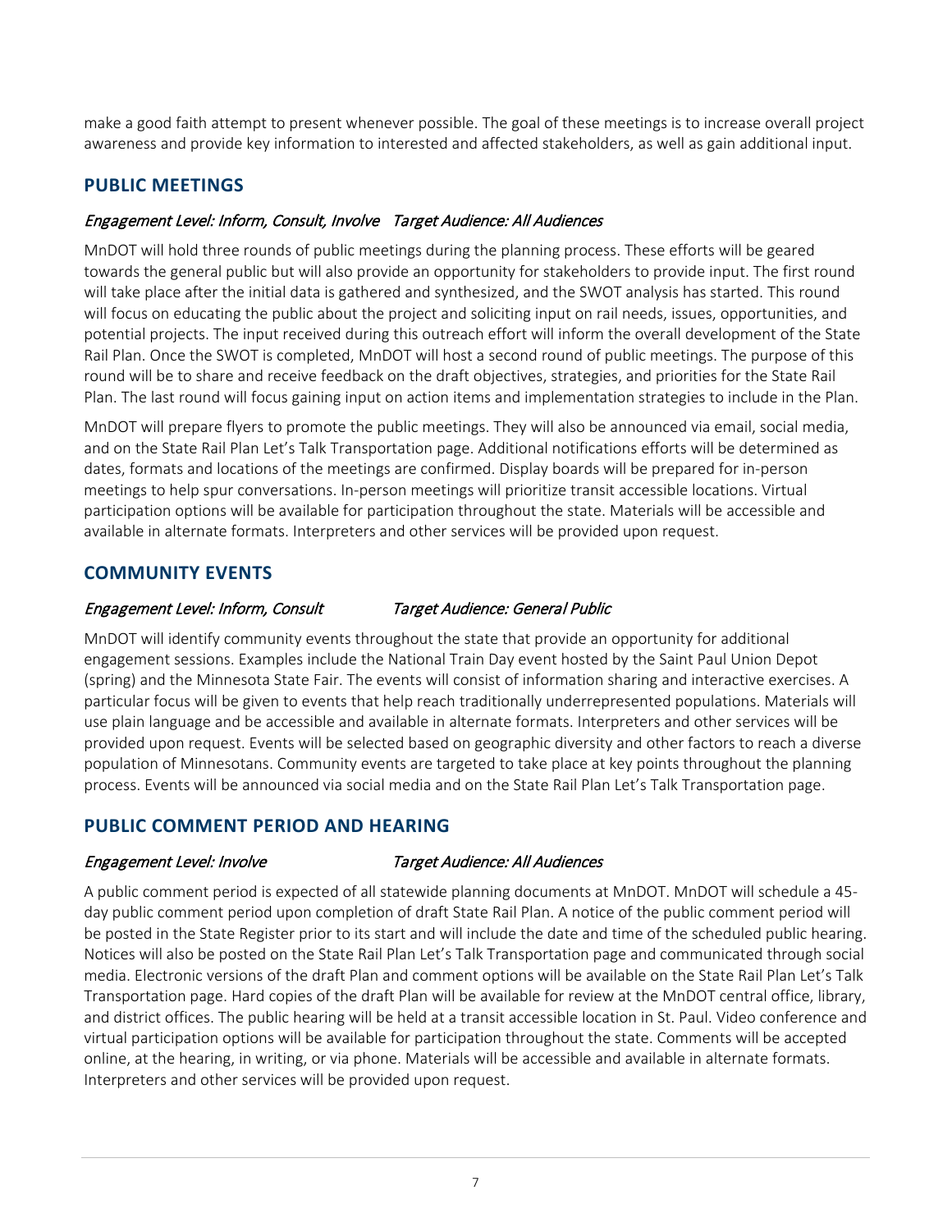make a good faith attempt to present whenever possible. The goal of these meetings is to increase overall project awareness and provide key information to interested and affected stakeholders, as well as gain additional input.

## PUBLIC MEETINGS

*Engagement Level: Inform, Consult, Involve   Target Audience: All Audiences*

MnDOT will hold three rounds of public meetings during the planning process. These efforts will be geared towards the general public but will also provide an opportunity for stakeholders to provide input. The first round will take place after the initial data is gathered and synthesized, and the SWOT analysis has started. This round will focus on educating the public about the project and soliciting input on rail needs, issues, opportunities, and potential projects. The input received during this outreach effort will inform the overall development of the State Rail Plan. Once the SWOT is completed, MnDOT will host a second round of public meetings. The purpose of this round will be to share and receive feedback on the draft objectives, strategies, and priorities for the State Rail Plan. The last round will focus gaining input on action items and implementation strategies to include in the Plan.

MnDOT will prepare flyers to promote the public meetings. They will also be announced via email, social media, and on the State Rail Plan Let's Talk Transportation page. Additional notifications efforts will be determined as dates, formats and locations of the meetings are confirmed. Display boards will be prepared for in-person meetings to help spur conversations. In-person meetings will prioritize transit accessible locations. Virtual participation options will be available for participation throughout the state. Materials will be accessible and available in alternate formats. Interpreters and other services will be provided upon request.

## COMMUNITY EVENTS

*Engagement Level: Inform, Consult   Target Audience: General Public*

MnDOT will identify community events throughout the state that provide an opportunity for additional engagement sessions. Examples include the National Train Day event hosted by the Saint Paul Union Depot (spring) and the Minnesota State Fair. The events will consist of information sharing and interactive exercises. A particular focus will be given to events that help reach traditionally underrepresented populations. Materials will use plain language and be accessible and available in alternate formats. Interpreters and other services will be provided upon request. Events will be selected based on geographic diversity and other factors to reach a diverse population of Minnesotans. Community events are targeted to take place at key points throughout the planning process. Events will be announced via social media and on the State Rail Plan Let's Talk Transportation page.

## PUBLIC COMMENT PERIOD AND HEARING

*Engagement Level: Involve   Target Audience: All Audiences*

A public comment period is expected of all statewide planning documents at MnDOT. MnDOT will schedule a 45-day public comment period upon completion of draft State Rail Plan. A notice of the public comment period will be posted in the State Register prior to its start and will include the date and time of the scheduled public hearing. Notices will also be posted on the State Rail Plan Let's Talk Transportation page and communicated through social media. Electronic versions of the draft Plan and comment options will be available on the State Rail Plan Let's Talk Transportation page. Hard copies of the draft Plan will be available for review at the MnDOT central office, library, and district offices. The public hearing will be held at a transit accessible location in St. Paul. Video conference and virtual participation options will be available for participation throughout the state. Comments will be accepted online, at the hearing, in writing, or via phone. Materials will be accessible and available in alternate formats. Interpreters and other services will be provided upon request.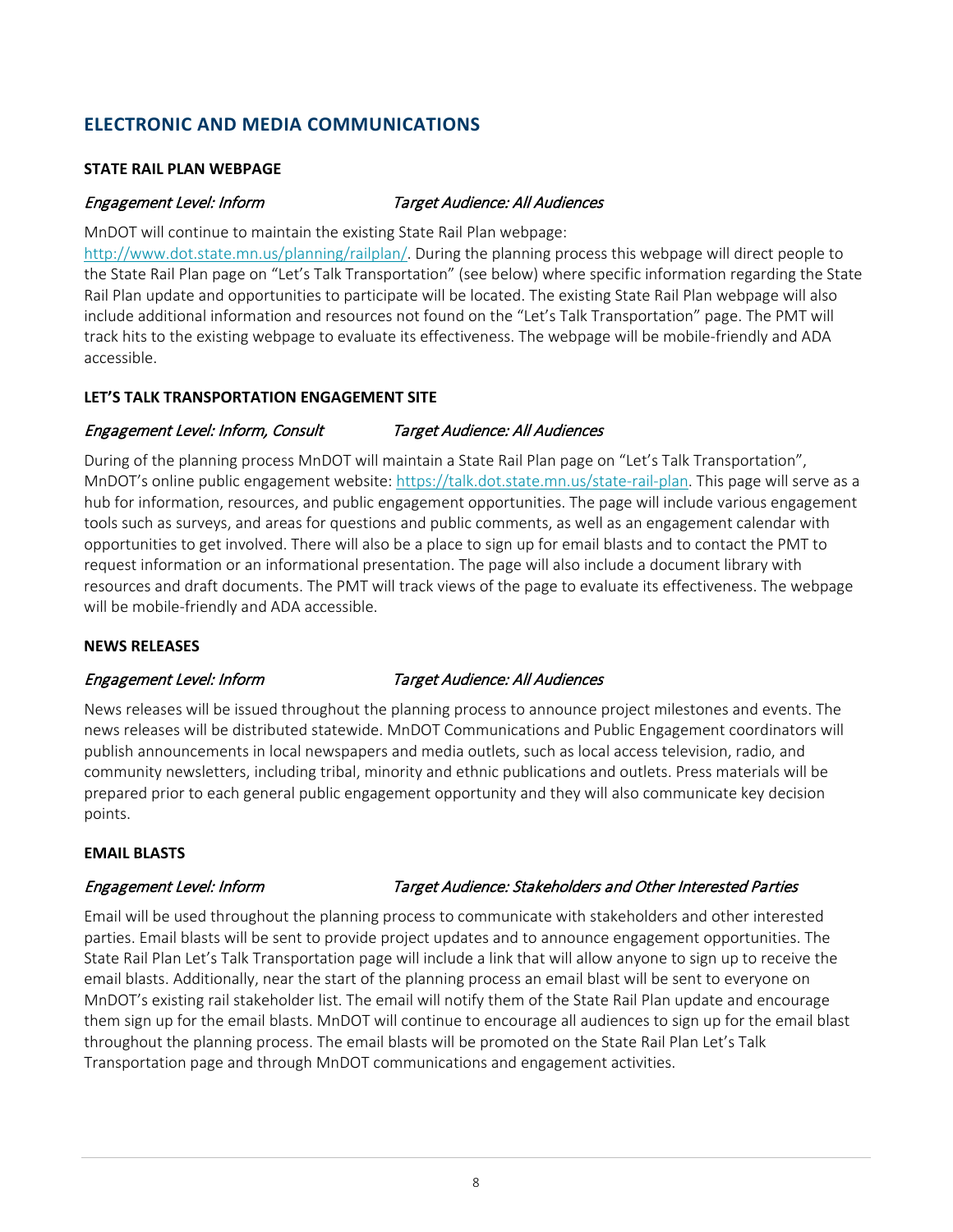## ELECTRONIC AND MEDIA COMMUNICATIONS

### STATE RAIL PLAN WEBPAGE

*Engagement Level: Inform* *Target Audience: All Audiences*

MnDOT will continue to maintain the existing State Rail Plan webpage: http://www.dot.state.mn.us/planning/railplan/. During the planning process this webpage will direct people to the State Rail Plan page on "Let's Talk Transportation" (see below) where specific information regarding the State Rail Plan update and opportunities to participate will be located. The existing State Rail Plan webpage will also include additional information and resources not found on the "Let's Talk Transportation" page. The PMT will track hits to the existing webpage to evaluate its effectiveness. The webpage will be mobile-friendly and ADA accessible.

### LET'S TALK TRANSPORTATION ENGAGEMENT SITE

*Engagement Level: Inform, Consult* *Target Audience: All Audiences*

During of the planning process MnDOT will maintain a State Rail Plan page on "Let's Talk Transportation", MnDOT's online public engagement website: https://talk.dot.state.mn.us/state-rail-plan. This page will serve as a hub for information, resources, and public engagement opportunities. The page will include various engagement tools such as surveys, and areas for questions and public comments, as well as an engagement calendar with opportunities to get involved. There will also be a place to sign up for email blasts and to contact the PMT to request information or an informational presentation. The page will also include a document library with resources and draft documents. The PMT will track views of the page to evaluate its effectiveness. The webpage will be mobile-friendly and ADA accessible.

### NEWS RELEASES

*Engagement Level: Inform* *Target Audience: All Audiences*

News releases will be issued throughout the planning process to announce project milestones and events. The news releases will be distributed statewide. MnDOT Communications and Public Engagement coordinators will publish announcements in local newspapers and media outlets, such as local access television, radio, and community newsletters, including tribal, minority and ethnic publications and outlets. Press materials will be prepared prior to each general public engagement opportunity and they will also communicate key decision points.

### EMAIL BLASTS

*Engagement Level: Inform* *Target Audience: Stakeholders and Other Interested Parties*

Email will be used throughout the planning process to communicate with stakeholders and other interested parties. Email blasts will be sent to provide project updates and to announce engagement opportunities. The State Rail Plan Let's Talk Transportation page will include a link that will allow anyone to sign up to receive the email blasts. Additionally, near the start of the planning process an email blast will be sent to everyone on MnDOT's existing rail stakeholder list. The email will notify them of the State Rail Plan update and encourage them sign up for the email blasts. MnDOT will continue to encourage all audiences to sign up for the email blast throughout the planning process. The email blasts will be promoted on the State Rail Plan Let's Talk Transportation page and through MnDOT communications and engagement activities.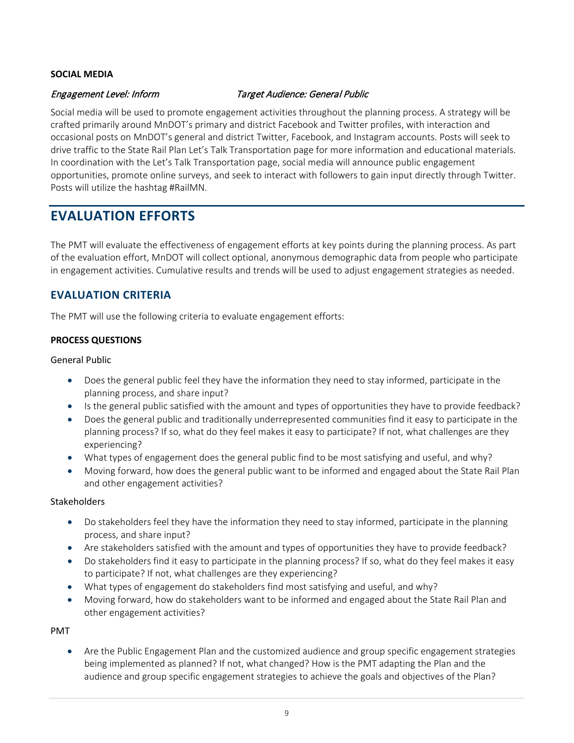**SOCIAL MEDIA**

*Engagement Level: Inform* *Target Audience: General Public*

Social media will be used to promote engagement activities throughout the planning process. A strategy will be crafted primarily around MnDOT's primary and district Facebook and Twitter profiles, with interaction and occasional posts on MnDOT's general and district Twitter, Facebook, and Instagram accounts. Posts will seek to drive traffic to the State Rail Plan Let's Talk Transportation page for more information and educational materials. In coordination with the Let's Talk Transportation page, social media will announce public engagement opportunities, promote online surveys, and seek to interact with followers to gain input directly through Twitter. Posts will utilize the hashtag #RailMN.

# EVALUATION EFFORTS

The PMT will evaluate the effectiveness of engagement efforts at key points during the planning process. As part of the evaluation effort, MnDOT will collect optional, anonymous demographic data from people who participate in engagement activities. Cumulative results and trends will be used to adjust engagement strategies as needed.

## EVALUATION CRITERIA

The PMT will use the following criteria to evaluate engagement efforts:

**PROCESS QUESTIONS**

General Public

- Does the general public feel they have the information they need to stay informed, participate in the planning process, and share input?
- Is the general public satisfied with the amount and types of opportunities they have to provide feedback?
- Does the general public and traditionally underrepresented communities find it easy to participate in the planning process? If so, what do they feel makes it easy to participate? If not, what challenges are they experiencing?
- What types of engagement does the general public find to be most satisfying and useful, and why?
- Moving forward, how does the general public want to be informed and engaged about the State Rail Plan and other engagement activities?

Stakeholders

- Do stakeholders feel they have the information they need to stay informed, participate in the planning process, and share input?
- Are stakeholders satisfied with the amount and types of opportunities they have to provide feedback?
- Do stakeholders find it easy to participate in the planning process? If so, what do they feel makes it easy to participate? If not, what challenges are they experiencing?
- What types of engagement do stakeholders find most satisfying and useful, and why?
- Moving forward, how do stakeholders want to be informed and engaged about the State Rail Plan and other engagement activities?

PMT

- Are the Public Engagement Plan and the customized audience and group specific engagement strategies being implemented as planned? If not, what changed? How is the PMT adapting the Plan and the audience and group specific engagement strategies to achieve the goals and objectives of the Plan?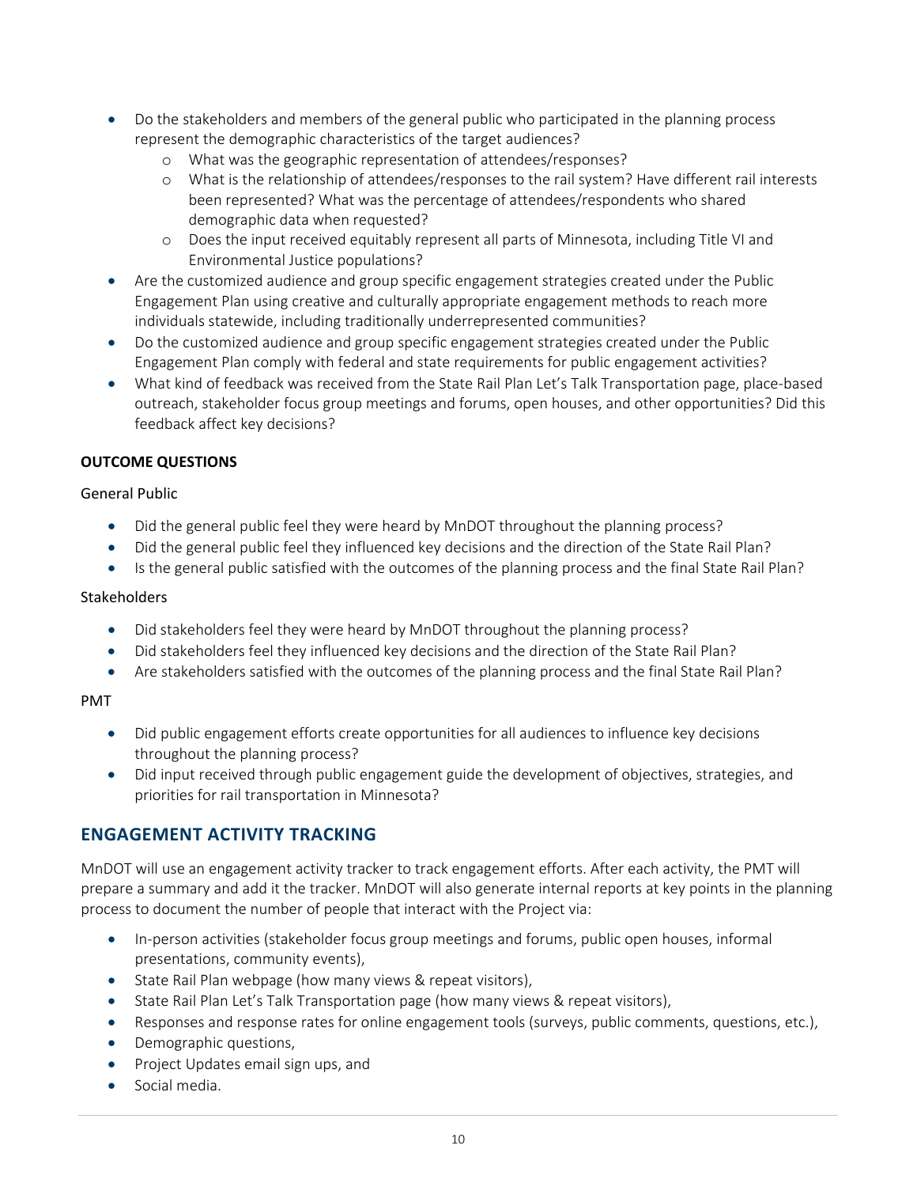- Do the stakeholders and members of the general public who participated in the planning process represent the demographic characteristics of the target audiences?
    - What was the geographic representation of attendees/responses?
    - What is the relationship of attendees/responses to the rail system? Have different rail interests been represented? What was the percentage of attendees/respondents who shared demographic data when requested?
    - Does the input received equitably represent all parts of Minnesota, including Title VI and Environmental Justice populations?
- Are the customized audience and group specific engagement strategies created under the Public Engagement Plan using creative and culturally appropriate engagement methods to reach more individuals statewide, including traditionally underrepresented communities?
- Do the customized audience and group specific engagement strategies created under the Public Engagement Plan comply with federal and state requirements for public engagement activities?
- What kind of feedback was received from the State Rail Plan Let's Talk Transportation page, place-based outreach, stakeholder focus group meetings and forums, open houses, and other opportunities? Did this feedback affect key decisions?

**OUTCOME QUESTIONS**

General Public

- Did the general public feel they were heard by MnDOT throughout the planning process?
- Did the general public feel they influenced key decisions and the direction of the State Rail Plan?
- Is the general public satisfied with the outcomes of the planning process and the final State Rail Plan?

Stakeholders

- Did stakeholders feel they were heard by MnDOT throughout the planning process?
- Did stakeholders feel they influenced key decisions and the direction of the State Rail Plan?
- Are stakeholders satisfied with the outcomes of the planning process and the final State Rail Plan?

PMT

- Did public engagement efforts create opportunities for all audiences to influence key decisions throughout the planning process?
- Did input received through public engagement guide the development of objectives, strategies, and priorities for rail transportation in Minnesota?

## ENGAGEMENT ACTIVITY TRACKING

MnDOT will use an engagement activity tracker to track engagement efforts. After each activity, the PMT will prepare a summary and add it the tracker. MnDOT will also generate internal reports at key points in the planning process to document the number of people that interact with the Project via:

- In-person activities (stakeholder focus group meetings and forums, public open houses, informal presentations, community events),
- State Rail Plan webpage (how many views & repeat visitors),
- State Rail Plan Let's Talk Transportation page (how many views & repeat visitors),
- Responses and response rates for online engagement tools (surveys, public comments, questions, etc.),
- Demographic questions,
- Project Updates email sign ups, and
- Social media.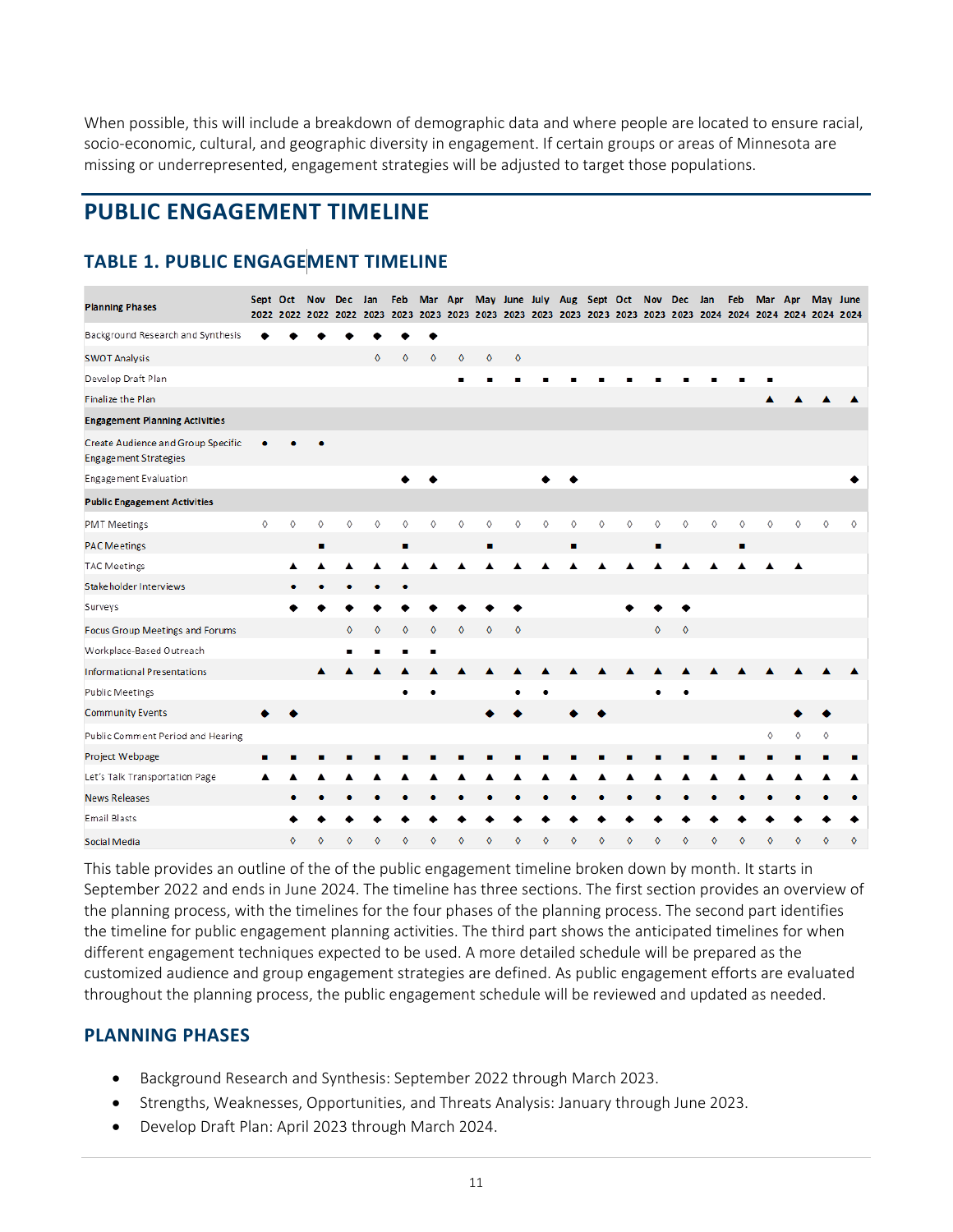When possible, this will include a breakdown of demographic data and where people are located to ensure racial, socio-economic, cultural, and geographic diversity in engagement. If certain groups or areas of Minnesota are missing or underrepresented, engagement strategies will be adjusted to target those populations.

# PUBLIC ENGAGEMENT TIMELINE

## TABLE 1. PUBLIC ENGAGEMENT TIMELINE

| Planning Phases | Sept 2022 | Oct 2022 | Nov 2022 | Dec 2022 | Jan 2023 | Feb 2023 | Mar 2023 | Apr 2023 | May 2023 | June 2023 | July 2023 | Aug 2023 | Sept 2023 | Oct 2023 | Nov 2023 | Dec 2023 | Jan 2024 | Feb 2024 | Mar 2024 | Apr 2024 | May 2024 | June 2024 |
|---|---|---|---|---|---|---|---|---|---|---|---|---|---|---|---|---|---|---|---|---|---|---|
| Background Research and Synthesis | ◆ | ◆ | ◆ | ◆ | ◆ | ◆ | ◆ | | | | | | | | | | | | | | | |
| SWOT Analysis | | | | | ◊ | ◊ | ◊ | ◊ | ◊ | ◊ | | | | | | | | | | | | |
| Develop Draft Plan | | | | | | | | ■ | ■ | ■ | ■ | ■ | ■ | ■ | ■ | ■ | ■ | ■ | ■ | | | |
| Finalize the Plan | | | | | | | | | | | | | | | | | | | ▲ | ▲ | ▲ | ▲ |
| **Engagement Planning Activities** | | | | | | | | | | | | | | | | | | | | | | |
| Create Audience and Group Specific Engagement Strategies | ● | ● | ● | | | | | | | | | | | | | | | | | | | |
| Engagement Evaluation | | | | | | ◆ | ◆ | | | | ◆ | ◆ | | | | | | | | | | ◆ |
| **Public Engagement Activities** | | | | | | | | | | | | | | | | | | | | | | |
| PMT Meetings | ◊ | ◊ | ◊ | ◊ | ◊ | ◊ | ◊ | ◊ | ◊ | ◊ | ◊ | ◊ | ◊ | ◊ | ◊ | ◊ | ◊ | ◊ | ◊ | ◊ | ◊ | ◊ |
| PAC Meetings | | | ■ | | | ■ | | | ■ | | | ■ | | | ■ | | | ■ | | | | |
| TAC Meetings | | ▲ | ▲ | ▲ | ▲ | ▲ | ▲ | ▲ | ▲ | ▲ | ▲ | ▲ | ▲ | ▲ | ▲ | ▲ | ▲ | ▲ | ▲ | ▲ | | |
| Stakeholder Interviews | | ● | ● | ● | ● | ● | | | | | | | | | | | | | | | | |
| Surveys | | ◆ | ◆ | ◆ | ◆ | ◆ | ◆ | ◆ | ◆ | ◆ | | | | ◆ | ◆ | ◆ | | | | | | |
| Focus Group Meetings and Forums | | | | ◊ | ◊ | ◊ | ◊ | ◊ | ◊ | ◊ | | | | | ◊ | ◊ | | | | | | |
| Workplace-Based Outreach | | | | ■ | ■ | ■ | ■ | | | | | | | | | | | | | | | |
| Informational Presentations | | | ▲ | ▲ | ▲ | ▲ | ▲ | ▲ | ▲ | ▲ | ▲ | ▲ | ▲ | ▲ | ▲ | ▲ | ▲ | ▲ | ▲ | ▲ | ▲ | ▲ |
| Public Meetings | | | | | | ● | ● | | | ● | ● | | | | ● | ● | | | | | | |
| Community Events | ◆ | ◆ | | | | | | | ◆ | ◆ | | ◆ | ◆ | | | | | | | ◆ | ◆ | |
| Public Comment Period and Hearing | | | | | | | | | | | | | | | | | | | ◊ | ◊ | ◊ | |
| Project Webpage | ■ | ■ | ■ | ■ | ■ | ■ | ■ | ■ | ■ | ■ | ■ | ■ | ■ | ■ | ■ | ■ | ■ | ■ | ■ | ■ | ■ | ■ |
| Let's Talk Transportation Page | ▲ | ▲ | ▲ | ▲ | ▲ | ▲ | ▲ | ▲ | ▲ | ▲ | ▲ | ▲ | ▲ | ▲ | ▲ | ▲ | ▲ | ▲ | ▲ | ▲ | ▲ | ▲ |
| News Releases | | ● | ● | ● | ● | ● | ● | ● | ● | ● | ● | ● | ● | ● | ● | ● | ● | ● | ● | ● | ● | ● |
| Email Blasts | | ◆ | ◆ | ◆ | ◆ | ◆ | ◆ | ◆ | ◆ | ◆ | ◆ | ◆ | ◆ | ◆ | ◆ | ◆ | ◆ | ◆ | ◆ | ◆ | ◆ | ◆ |
| Social Media | | ◊ | ◊ | ◊ | ◊ | ◊ | ◊ | ◊ | ◊ | ◊ | ◊ | ◊ | ◊ | ◊ | ◊ | ◊ | ◊ | ◊ | ◊ | ◊ | ◊ | ◊ |

This table provides an outline of the of the public engagement timeline broken down by month. It starts in September 2022 and ends in June 2024. The timeline has three sections. The first section provides an overview of the planning process, with the timelines for the four phases of the planning process. The second part identifies the timeline for public engagement planning activities. The third part shows the anticipated timelines for when different engagement techniques expected to be used. A more detailed schedule will be prepared as the customized audience and group engagement strategies are defined. As public engagement efforts are evaluated throughout the planning process, the public engagement schedule will be reviewed and updated as needed.

## PLANNING PHASES

- Background Research and Synthesis: September 2022 through March 2023.
- Strengths, Weaknesses, Opportunities, and Threats Analysis: January through June 2023.
- Develop Draft Plan: April 2023 through March 2024.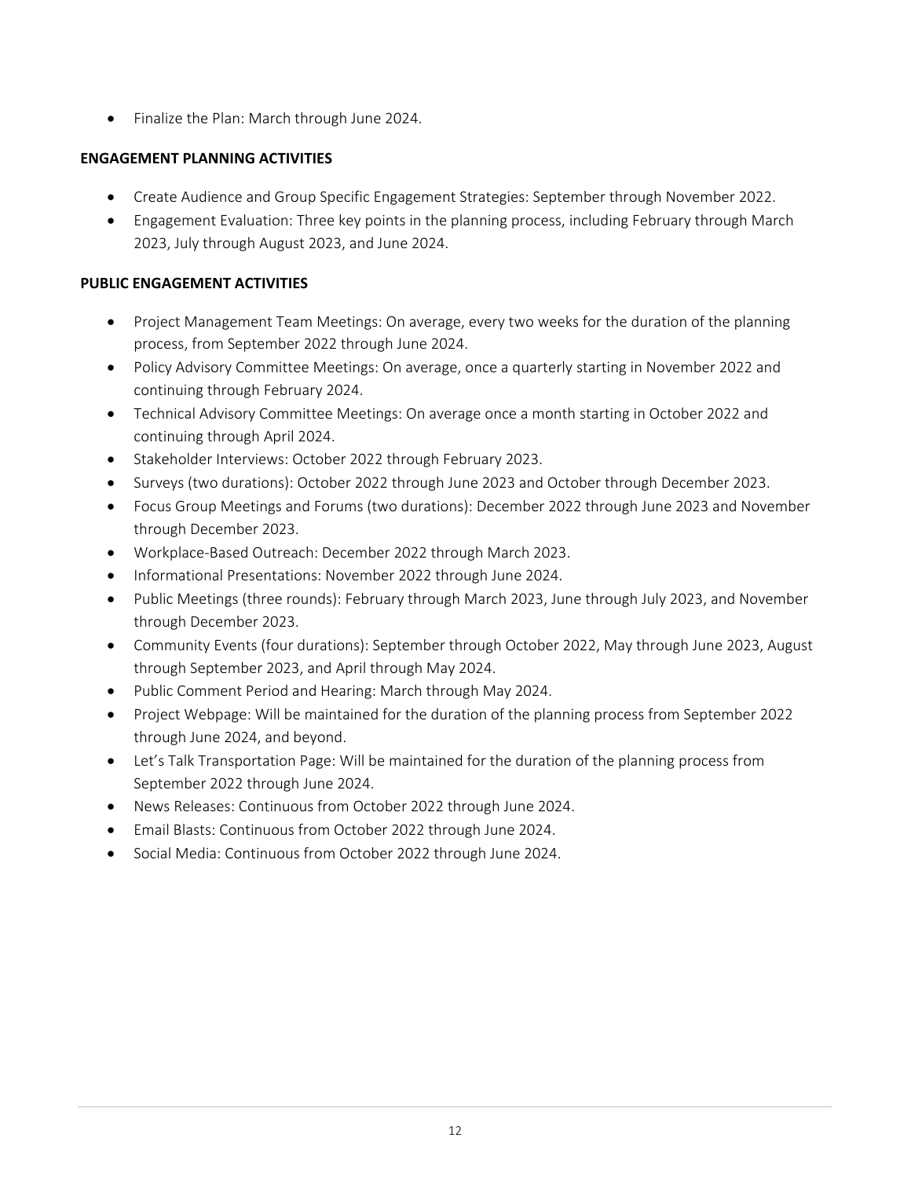- Finalize the Plan: March through June 2024.

**ENGAGEMENT PLANNING ACTIVITIES**

- Create Audience and Group Specific Engagement Strategies: September through November 2022.
- Engagement Evaluation: Three key points in the planning process, including February through March 2023, July through August 2023, and June 2024.

**PUBLIC ENGAGEMENT ACTIVITIES**

- Project Management Team Meetings: On average, every two weeks for the duration of the planning process, from September 2022 through June 2024.
- Policy Advisory Committee Meetings: On average, once a quarterly starting in November 2022 and continuing through February 2024.
- Technical Advisory Committee Meetings: On average once a month starting in October 2022 and continuing through April 2024.
- Stakeholder Interviews: October 2022 through February 2023.
- Surveys (two durations): October 2022 through June 2023 and October through December 2023.
- Focus Group Meetings and Forums (two durations): December 2022 through June 2023 and November through December 2023.
- Workplace-Based Outreach: December 2022 through March 2023.
- Informational Presentations: November 2022 through June 2024.
- Public Meetings (three rounds): February through March 2023, June through July 2023, and November through December 2023.
- Community Events (four durations): September through October 2022, May through June 2023, August through September 2023, and April through May 2024.
- Public Comment Period and Hearing: March through May 2024.
- Project Webpage: Will be maintained for the duration of the planning process from September 2022 through June 2024, and beyond.
- Let's Talk Transportation Page: Will be maintained for the duration of the planning process from September 2022 through June 2024.
- News Releases: Continuous from October 2022 through June 2024.
- Email Blasts: Continuous from October 2022 through June 2024.
- Social Media: Continuous from October 2022 through June 2024.